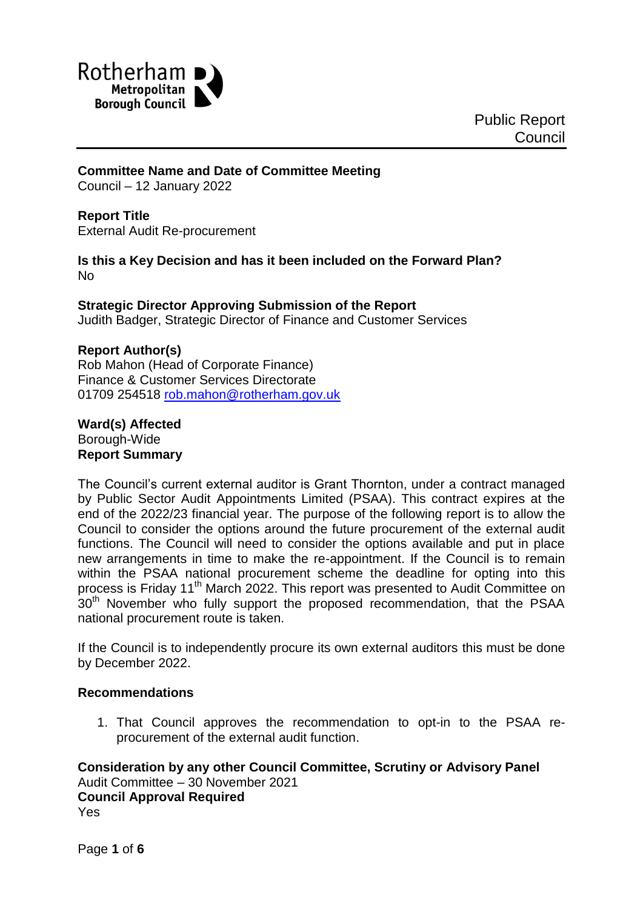Rotherham Metropolitan Borough Council

Public Report
Council

**Committee Name and Date of Committee Meeting**
Council – 12 January 2022

**Report Title**
External Audit Re-procurement

**Is this a Key Decision and has it been included on the Forward Plan?**
No

**Strategic Director Approving Submission of the Report**
Judith Badger, Strategic Director of Finance and Customer Services

**Report Author(s)**
Rob Mahon (Head of Corporate Finance)
Finance & Customer Services Directorate
01709 254518 rob.mahon@rotherham.gov.uk

**Ward(s) Affected**
Borough-Wide

**Report Summary**

The Council's current external auditor is Grant Thornton, under a contract managed by Public Sector Audit Appointments Limited (PSAA). This contract expires at the end of the 2022/23 financial year. The purpose of the following report is to allow the Council to consider the options around the future procurement of the external audit functions. The Council will need to consider the options available and put in place new arrangements in time to make the re-appointment. If the Council is to remain within the PSAA national procurement scheme the deadline for opting into this process is Friday 11th March 2022. This report was presented to Audit Committee on 30th November who fully support the proposed recommendation, that the PSAA national procurement route is taken.

If the Council is to independently procure its own external auditors this must be done by December 2022.

**Recommendations**

1. That Council approves the recommendation to opt-in to the PSAA re-procurement of the external audit function.

**Consideration by any other Council Committee, Scrutiny or Advisory Panel**
Audit Committee – 30 November 2021

**Council Approval Required**
Yes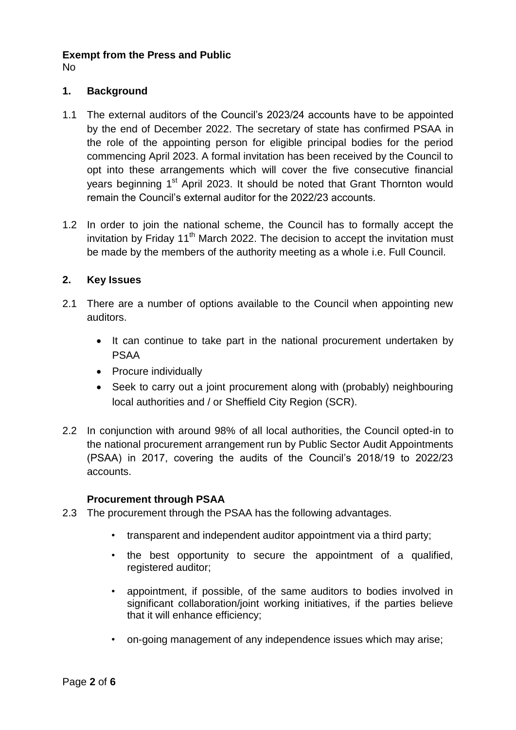**Exempt from the Press and Public**

No

## 1. Background

1.1 The external auditors of the Council's 2023/24 accounts have to be appointed by the end of December 2022. The secretary of state has confirmed PSAA in the role of the appointing person for eligible principal bodies for the period commencing April 2023. A formal invitation has been received by the Council to opt into these arrangements which will cover the five consecutive financial years beginning 1st April 2023. It should be noted that Grant Thornton would remain the Council's external auditor for the 2022/23 accounts.

1.2 In order to join the national scheme, the Council has to formally accept the invitation by Friday 11th March 2022. The decision to accept the invitation must be made by the members of the authority meeting as a whole i.e. Full Council.

## 2. Key Issues

2.1 There are a number of options available to the Council when appointing new auditors.

- It can continue to take part in the national procurement undertaken by PSAA
- Procure individually
- Seek to carry out a joint procurement along with (probably) neighbouring local authorities and / or Sheffield City Region (SCR).

2.2 In conjunction with around 98% of all local authorities, the Council opted-in to the national procurement arrangement run by Public Sector Audit Appointments (PSAA) in 2017, covering the audits of the Council's 2018/19 to 2022/23 accounts.

### Procurement through PSAA

2.3 The procurement through the PSAA has the following advantages.

- transparent and independent auditor appointment via a third party;
- the best opportunity to secure the appointment of a qualified, registered auditor;
- appointment, if possible, of the same auditors to bodies involved in significant collaboration/joint working initiatives, if the parties believe that it will enhance efficiency;
- on-going management of any independence issues which may arise;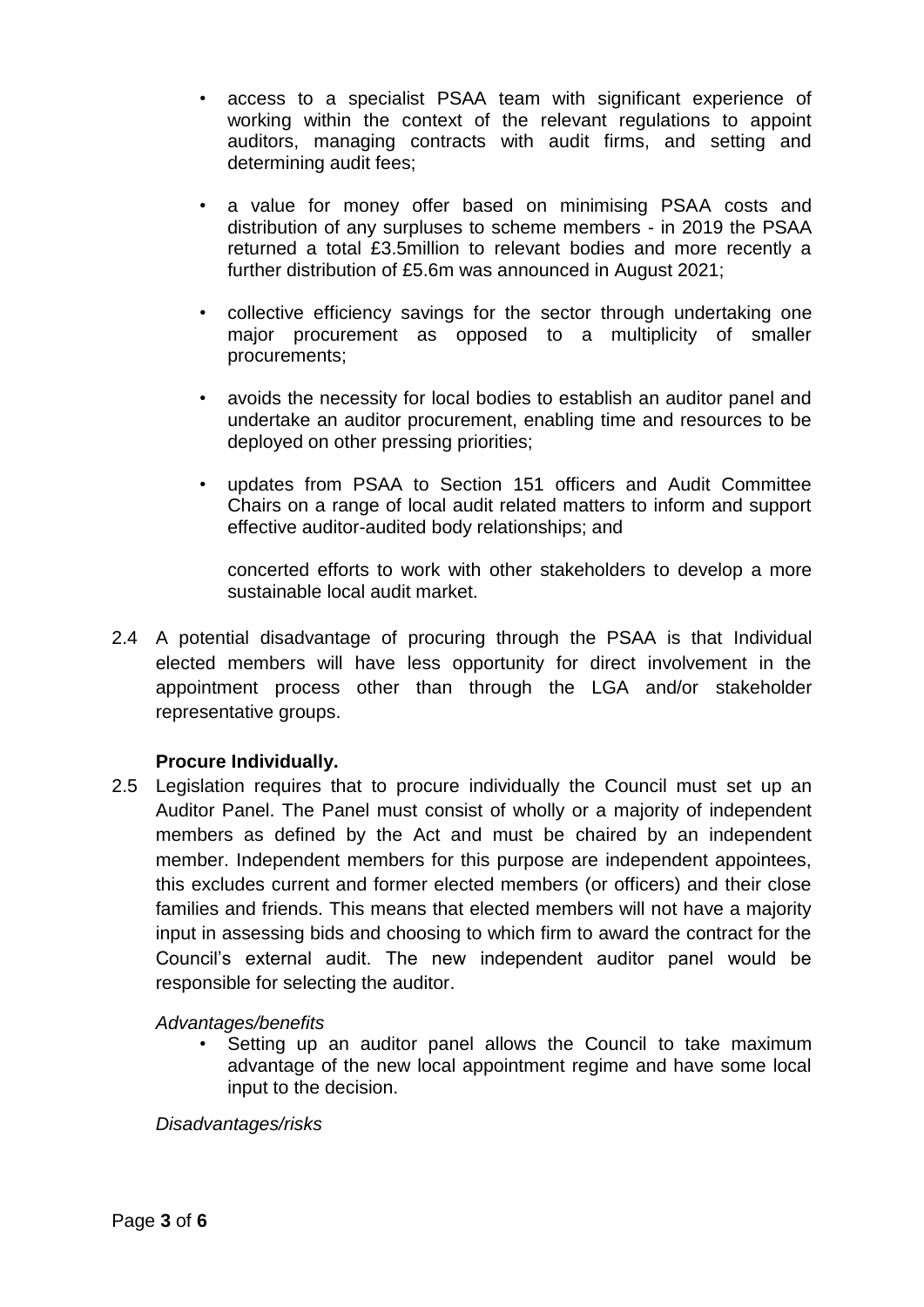- access to a specialist PSAA team with significant experience of working within the context of the relevant regulations to appoint auditors, managing contracts with audit firms, and setting and determining audit fees;
- a value for money offer based on minimising PSAA costs and distribution of any surpluses to scheme members - in 2019 the PSAA returned a total £3.5million to relevant bodies and more recently a further distribution of £5.6m was announced in August 2021;
- collective efficiency savings for the sector through undertaking one major procurement as opposed to a multiplicity of smaller procurements;
- avoids the necessity for local bodies to establish an auditor panel and undertake an auditor procurement, enabling time and resources to be deployed on other pressing priorities;
- updates from PSAA to Section 151 officers and Audit Committee Chairs on a range of local audit related matters to inform and support effective auditor-audited body relationships; and

  concerted efforts to work with other stakeholders to develop a more sustainable local audit market.

2.4 A potential disadvantage of procuring through the PSAA is that Individual elected members will have less opportunity for direct involvement in the appointment process other than through the LGA and/or stakeholder representative groups.

**Procure Individually.**

2.5 Legislation requires that to procure individually the Council must set up an Auditor Panel. The Panel must consist of wholly or a majority of independent members as defined by the Act and must be chaired by an independent member. Independent members for this purpose are independent appointees, this excludes current and former elected members (or officers) and their close families and friends. This means that elected members will not have a majority input in assessing bids and choosing to which firm to award the contract for the Council's external audit. The new independent auditor panel would be responsible for selecting the auditor.

*Advantages/benefits*

- Setting up an auditor panel allows the Council to take maximum advantage of the new local appointment regime and have some local input to the decision.

*Disadvantages/risks*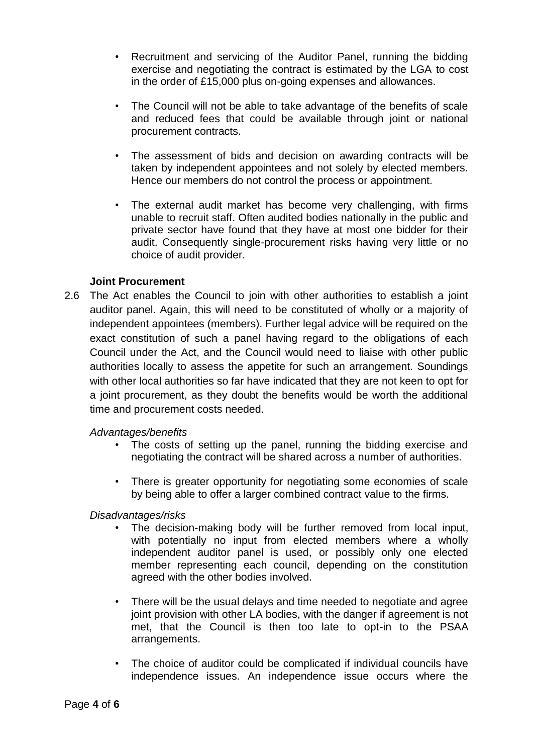- Recruitment and servicing of the Auditor Panel, running the bidding exercise and negotiating the contract is estimated by the LGA to cost in the order of £15,000 plus on-going expenses and allowances.

- The Council will not be able to take advantage of the benefits of scale and reduced fees that could be available through joint or national procurement contracts.

- The assessment of bids and decision on awarding contracts will be taken by independent appointees and not solely by elected members. Hence our members do not control the process or appointment.

- The external audit market has become very challenging, with firms unable to recruit staff. Often audited bodies nationally in the public and private sector have found that they have at most one bidder for their audit. Consequently single-procurement risks having very little or no choice of audit provider.

**Joint Procurement**

2.6 The Act enables the Council to join with other authorities to establish a joint auditor panel. Again, this will need to be constituted of wholly or a majority of independent appointees (members). Further legal advice will be required on the exact constitution of such a panel having regard to the obligations of each Council under the Act, and the Council would need to liaise with other public authorities locally to assess the appetite for such an arrangement. Soundings with other local authorities so far have indicated that they are not keen to opt for a joint procurement, as they doubt the benefits would be worth the additional time and procurement costs needed.

*Advantages/benefits*

- The costs of setting up the panel, running the bidding exercise and negotiating the contract will be shared across a number of authorities.

- There is greater opportunity for negotiating some economies of scale by being able to offer a larger combined contract value to the firms.

*Disadvantages/risks*

- The decision-making body will be further removed from local input, with potentially no input from elected members where a wholly independent auditor panel is used, or possibly only one elected member representing each council, depending on the constitution agreed with the other bodies involved.

- There will be the usual delays and time needed to negotiate and agree joint provision with other LA bodies, with the danger if agreement is not met, that the Council is then too late to opt-in to the PSAA arrangements.

- The choice of auditor could be complicated if individual councils have independence issues. An independence issue occurs where the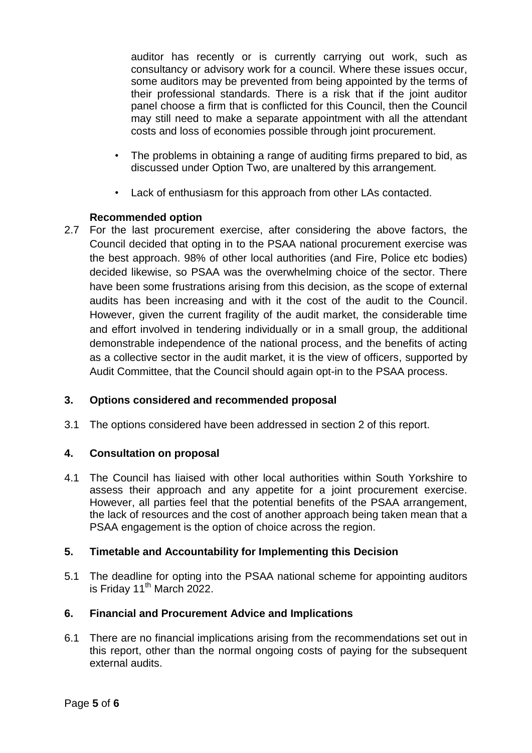auditor has recently or is currently carrying out work, such as consultancy or advisory work for a council. Where these issues occur, some auditors may be prevented from being appointed by the terms of their professional standards. There is a risk that if the joint auditor panel choose a firm that is conflicted for this Council, then the Council may still need to make a separate appointment with all the attendant costs and loss of economies possible through joint procurement.

- The problems in obtaining a range of auditing firms prepared to bid, as discussed under Option Two, are unaltered by this arrangement.
- Lack of enthusiasm for this approach from other LAs contacted.

**Recommended option**

2.7 For the last procurement exercise, after considering the above factors, the Council decided that opting in to the PSAA national procurement exercise was the best approach. 98% of other local authorities (and Fire, Police etc bodies) decided likewise, so PSAA was the overwhelming choice of the sector. There have been some frustrations arising from this decision, as the scope of external audits has been increasing and with it the cost of the audit to the Council. However, given the current fragility of the audit market, the considerable time and effort involved in tendering individually or in a small group, the additional demonstrable independence of the national process, and the benefits of acting as a collective sector in the audit market, it is the view of officers, supported by Audit Committee, that the Council should again opt-in to the PSAA process.

## 3. Options considered and recommended proposal

3.1 The options considered have been addressed in section 2 of this report.

## 4. Consultation on proposal

4.1 The Council has liaised with other local authorities within South Yorkshire to assess their approach and any appetite for a joint procurement exercise. However, all parties feel that the potential benefits of the PSAA arrangement, the lack of resources and the cost of another approach being taken mean that a PSAA engagement is the option of choice across the region.

## 5. Timetable and Accountability for Implementing this Decision

5.1 The deadline for opting into the PSAA national scheme for appointing auditors is Friday 11th March 2022.

## 6. Financial and Procurement Advice and Implications

6.1 There are no financial implications arising from the recommendations set out in this report, other than the normal ongoing costs of paying for the subsequent external audits.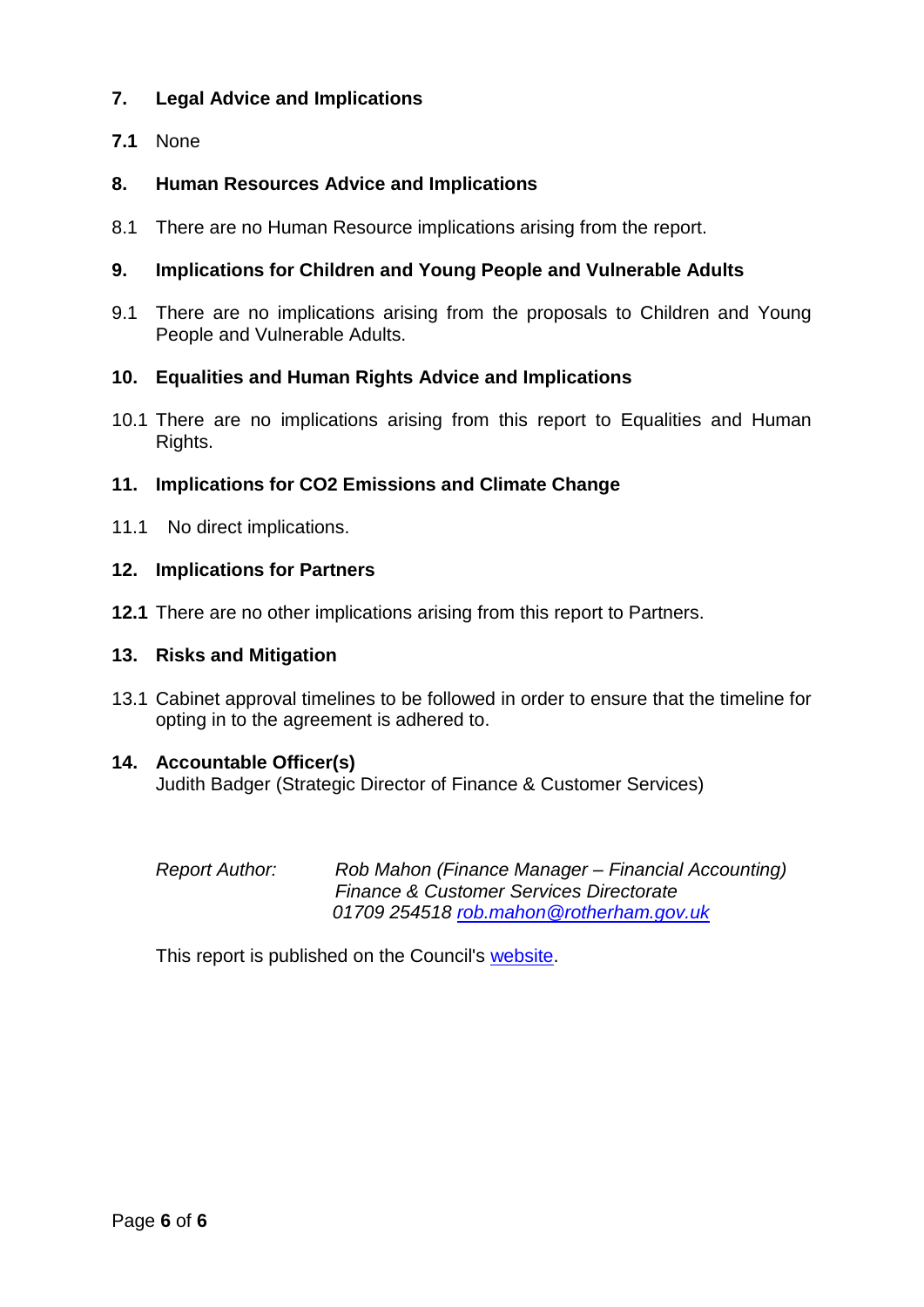## 7. Legal Advice and Implications

**7.1** None

## 8. Human Resources Advice and Implications

8.1 There are no Human Resource implications arising from the report.

## 9. Implications for Children and Young People and Vulnerable Adults

9.1 There are no implications arising from the proposals to Children and Young People and Vulnerable Adults.

## 10. Equalities and Human Rights Advice and Implications

10.1 There are no implications arising from this report to Equalities and Human Rights.

## 11. Implications for $CO_2$ Emissions and Climate Change

11.1 No direct implications.

## 12. Implications for Partners

**12.1** There are no other implications arising from this report to Partners.

## 13. Risks and Mitigation

13.1 Cabinet approval timelines to be followed in order to ensure that the timeline for opting in to the agreement is adhered to.

## 14. Accountable Officer(s)

Judith Badger (Strategic Director of Finance & Customer Services)

*Report Author:* *Rob Mahon (Finance Manager – Financial Accounting)*
*Finance & Customer Services Directorate*
*01709 254518 rob.mahon@rotherham.gov.uk*

This report is published on the Council's website.